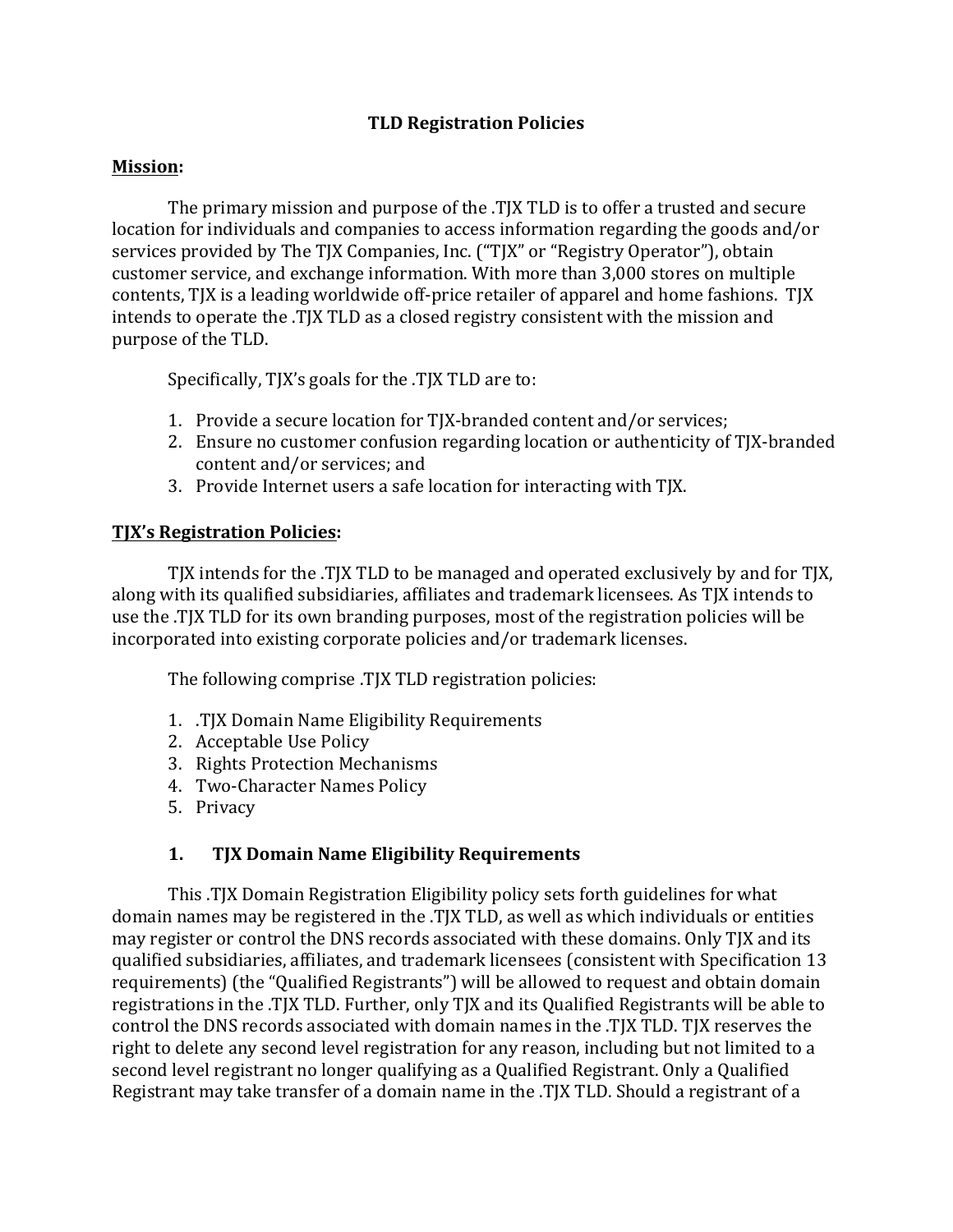# TLD Registration Policies

## Mission:

The primary mission and purpose of the .TJX TLD is to offer a trusted and secure location for individuals and companies to access information regarding the goods and/or services provided by The TJX Companies, Inc. ("TJX" or "Registry Operator"), obtain customer service, and exchange information. With more than 3,000 stores on multiple contents, TJX is a leading worldwide off-price retailer of apparel and home fashions. TJX intends to operate the .TJX TLD as a closed registry consistent with the mission and purpose of the TLD.

Specifically, TJX's goals for the .TJX TLD are to:

1. Provide a secure location for TJX-branded content and/or services;
2. Ensure no customer confusion regarding location or authenticity of TJX-branded content and/or services; and
3. Provide Internet users a safe location for interacting with TJX.

## TJX's Registration Policies:

TJX intends for the .TJX TLD to be managed and operated exclusively by and for TJX, along with its qualified subsidiaries, affiliates and trademark licensees. As TJX intends to use the .TJX TLD for its own branding purposes, most of the registration policies will be incorporated into existing corporate policies and/or trademark licenses.

The following comprise .TJX TLD registration policies:

1. .TJX Domain Name Eligibility Requirements
2. Acceptable Use Policy
3. Rights Protection Mechanisms
4. Two-Character Names Policy
5. Privacy

### 1. TJX Domain Name Eligibility Requirements

This .TJX Domain Registration Eligibility policy sets forth guidelines for what domain names may be registered in the .TJX TLD, as well as which individuals or entities may register or control the DNS records associated with these domains. Only TJX and its qualified subsidiaries, affiliates, and trademark licensees (consistent with Specification 13 requirements) (the "Qualified Registrants") will be allowed to request and obtain domain registrations in the .TJX TLD. Further, only TJX and its Qualified Registrants will be able to control the DNS records associated with domain names in the .TJX TLD. TJX reserves the right to delete any second level registration for any reason, including but not limited to a second level registrant no longer qualifying as a Qualified Registrant. Only a Qualified Registrant may take transfer of a domain name in the .TJX TLD. Should a registrant of a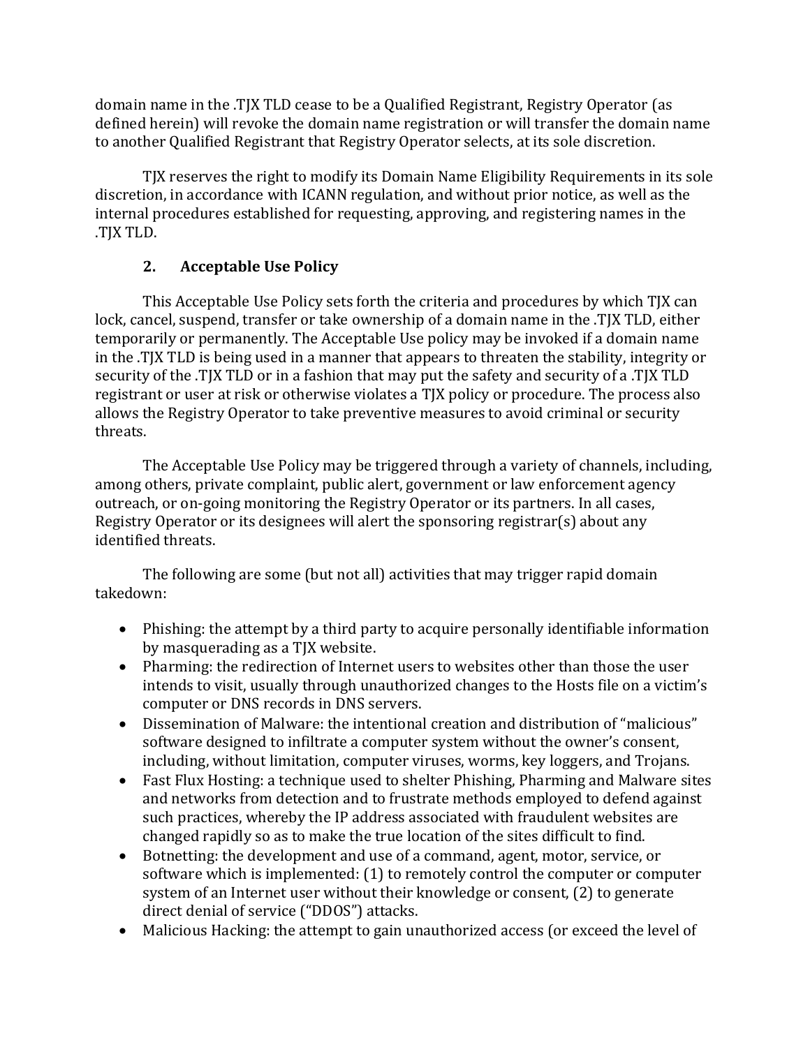domain name in the .TJX TLD cease to be a Qualified Registrant, Registry Operator (as defined herein) will revoke the domain name registration or will transfer the domain name to another Qualified Registrant that Registry Operator selects, at its sole discretion.

TJX reserves the right to modify its Domain Name Eligibility Requirements in its sole discretion, in accordance with ICANN regulation, and without prior notice, as well as the internal procedures established for requesting, approving, and registering names in the .TJX TLD.

## 2. Acceptable Use Policy

This Acceptable Use Policy sets forth the criteria and procedures by which TJX can lock, cancel, suspend, transfer or take ownership of a domain name in the .TJX TLD, either temporarily or permanently. The Acceptable Use policy may be invoked if a domain name in the .TJX TLD is being used in a manner that appears to threaten the stability, integrity or security of the .TJX TLD or in a fashion that may put the safety and security of a .TJX TLD registrant or user at risk or otherwise violates a TJX policy or procedure. The process also allows the Registry Operator to take preventive measures to avoid criminal or security threats.

The Acceptable Use Policy may be triggered through a variety of channels, including, among others, private complaint, public alert, government or law enforcement agency outreach, or on-going monitoring the Registry Operator or its partners. In all cases, Registry Operator or its designees will alert the sponsoring registrar(s) about any identified threats.

The following are some (but not all) activities that may trigger rapid domain takedown:

- Phishing: the attempt by a third party to acquire personally identifiable information by masquerading as a TJX website.
- Pharming: the redirection of Internet users to websites other than those the user intends to visit, usually through unauthorized changes to the Hosts file on a victim's computer or DNS records in DNS servers.
- Dissemination of Malware: the intentional creation and distribution of "malicious" software designed to infiltrate a computer system without the owner's consent, including, without limitation, computer viruses, worms, key loggers, and Trojans.
- Fast Flux Hosting: a technique used to shelter Phishing, Pharming and Malware sites and networks from detection and to frustrate methods employed to defend against such practices, whereby the IP address associated with fraudulent websites are changed rapidly so as to make the true location of the sites difficult to find.
- Botnetting: the development and use of a command, agent, motor, service, or software which is implemented: (1) to remotely control the computer or computer system of an Internet user without their knowledge or consent, (2) to generate direct denial of service ("DDOS") attacks.
- Malicious Hacking: the attempt to gain unauthorized access (or exceed the level of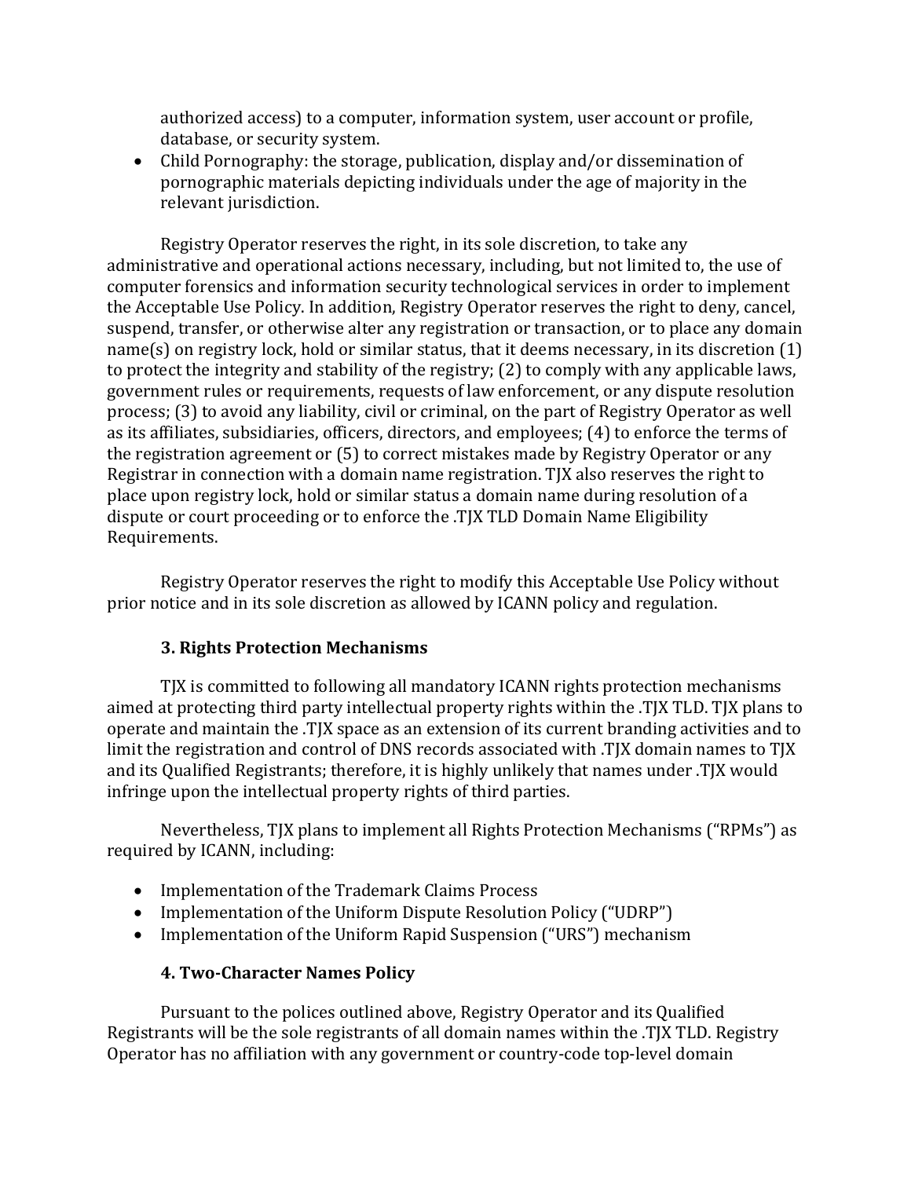authorized access) to a computer, information system, user account or profile, database, or security system.

- Child Pornography: the storage, publication, display and/or dissemination of pornographic materials depicting individuals under the age of majority in the relevant jurisdiction.

Registry Operator reserves the right, in its sole discretion, to take any administrative and operational actions necessary, including, but not limited to, the use of computer forensics and information security technological services in order to implement the Acceptable Use Policy. In addition, Registry Operator reserves the right to deny, cancel, suspend, transfer, or otherwise alter any registration or transaction, or to place any domain name(s) on registry lock, hold or similar status, that it deems necessary, in its discretion (1) to protect the integrity and stability of the registry; (2) to comply with any applicable laws, government rules or requirements, requests of law enforcement, or any dispute resolution process; (3) to avoid any liability, civil or criminal, on the part of Registry Operator as well as its affiliates, subsidiaries, officers, directors, and employees; (4) to enforce the terms of the registration agreement or (5) to correct mistakes made by Registry Operator or any Registrar in connection with a domain name registration. TJX also reserves the right to place upon registry lock, hold or similar status a domain name during resolution of a dispute or court proceeding or to enforce the .TJX TLD Domain Name Eligibility Requirements.

Registry Operator reserves the right to modify this Acceptable Use Policy without prior notice and in its sole discretion as allowed by ICANN policy and regulation.

### 3. Rights Protection Mechanisms

TJX is committed to following all mandatory ICANN rights protection mechanisms aimed at protecting third party intellectual property rights within the .TJX TLD. TJX plans to operate and maintain the .TJX space as an extension of its current branding activities and to limit the registration and control of DNS records associated with .TJX domain names to TJX and its Qualified Registrants; therefore, it is highly unlikely that names under .TJX would infringe upon the intellectual property rights of third parties.

Nevertheless, TJX plans to implement all Rights Protection Mechanisms ("RPMs") as required by ICANN, including:

- Implementation of the Trademark Claims Process
- Implementation of the Uniform Dispute Resolution Policy ("UDRP")
- Implementation of the Uniform Rapid Suspension ("URS") mechanism

### 4. Two-Character Names Policy

Pursuant to the polices outlined above, Registry Operator and its Qualified Registrants will be the sole registrants of all domain names within the .TJX TLD. Registry Operator has no affiliation with any government or country-code top-level domain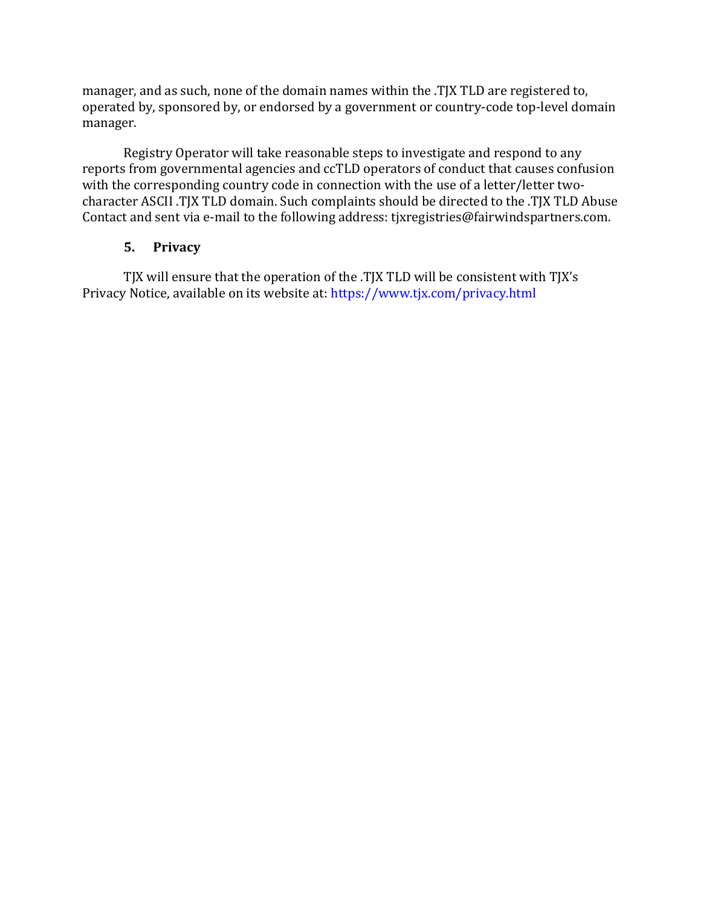manager, and as such, none of the domain names within the .TJX TLD are registered to, operated by, sponsored by, or endorsed by a government or country-code top-level domain manager.

Registry Operator will take reasonable steps to investigate and respond to any reports from governmental agencies and ccTLD operators of conduct that causes confusion with the corresponding country code in connection with the use of a letter/letter two-character ASCII .TJX TLD domain. Such complaints should be directed to the .TJX TLD Abuse Contact and sent via e-mail to the following address: tjxregistries@fairwindspartners.com.

### 5. Privacy

TJX will ensure that the operation of the .TJX TLD will be consistent with TJX's Privacy Notice, available on its website at: https://www.tjx.com/privacy.html